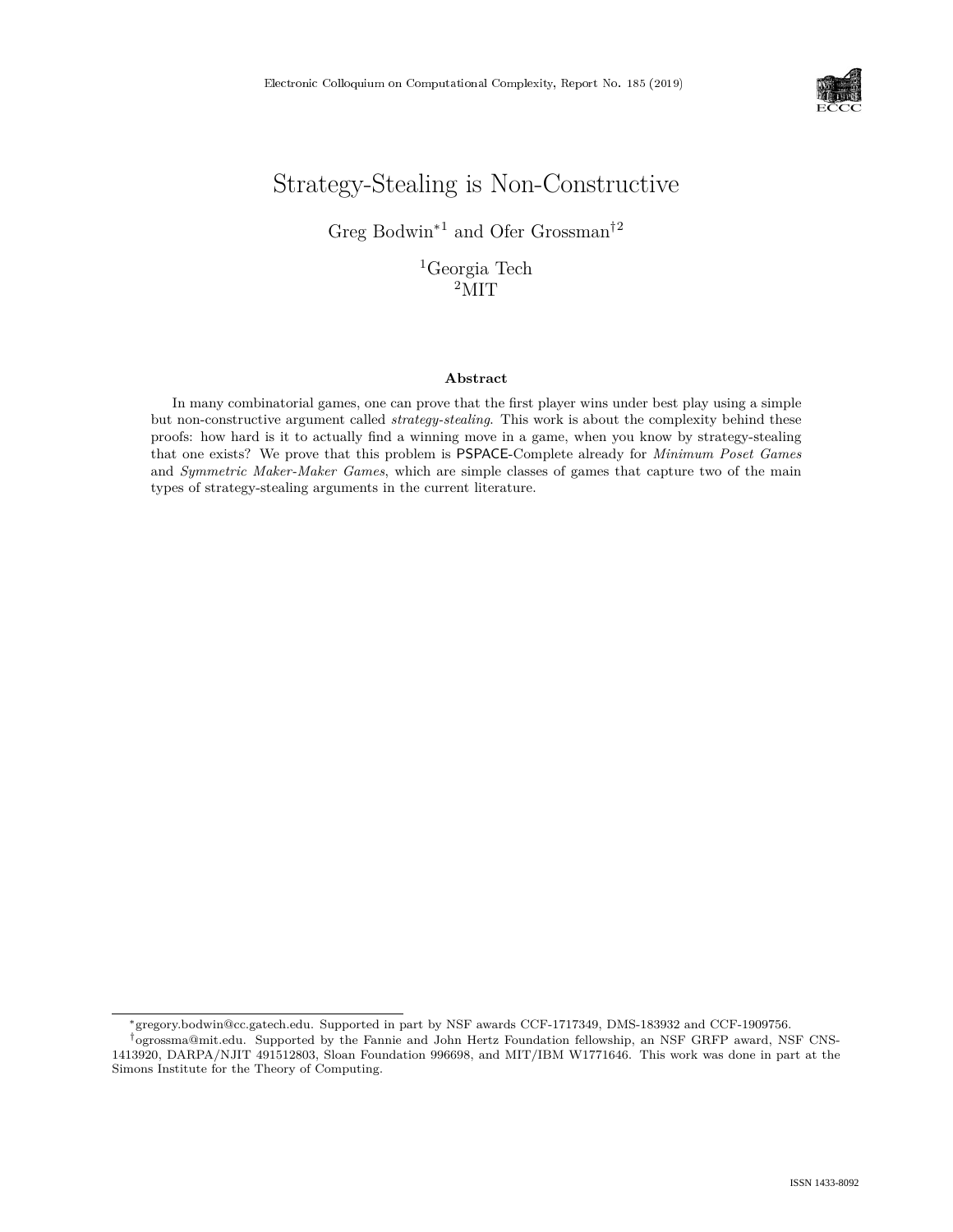# Strategy-Stealing is Non-Constructive

Greg Bodwin*[1] and Ofer Grossman†[2]

[1]Georgia Tech
[2]MIT

**Abstract**

In many combinatorial games, one can prove that the first player wins under best play using a simple but non-constructive argument called *strategy-stealing*. This work is about the complexity behind these proofs: how hard is it to actually find a winning move in a game, when you know by strategy-stealing that one exists? We prove that this problem is PSPACE-Complete already for *Minimum Poset Games* and *Symmetric Maker-Maker Games*, which are simple classes of games that capture two of the main types of strategy-stealing arguments in the current literature.

---

*gregory.bodwin@cc.gatech.edu. Supported in part by NSF awards CCF-1717349, DMS-183932 and CCF-1909756.

†ogrossma@mit.edu. Supported by the Fannie and John Hertz Foundation fellowship, an NSF GRFP award, NSF CNS-1413920, DARPA/NJIT 491512803, Sloan Foundation 996698, and MIT/IBM W1771646. This work was done in part at the Simons Institute for the Theory of Computing.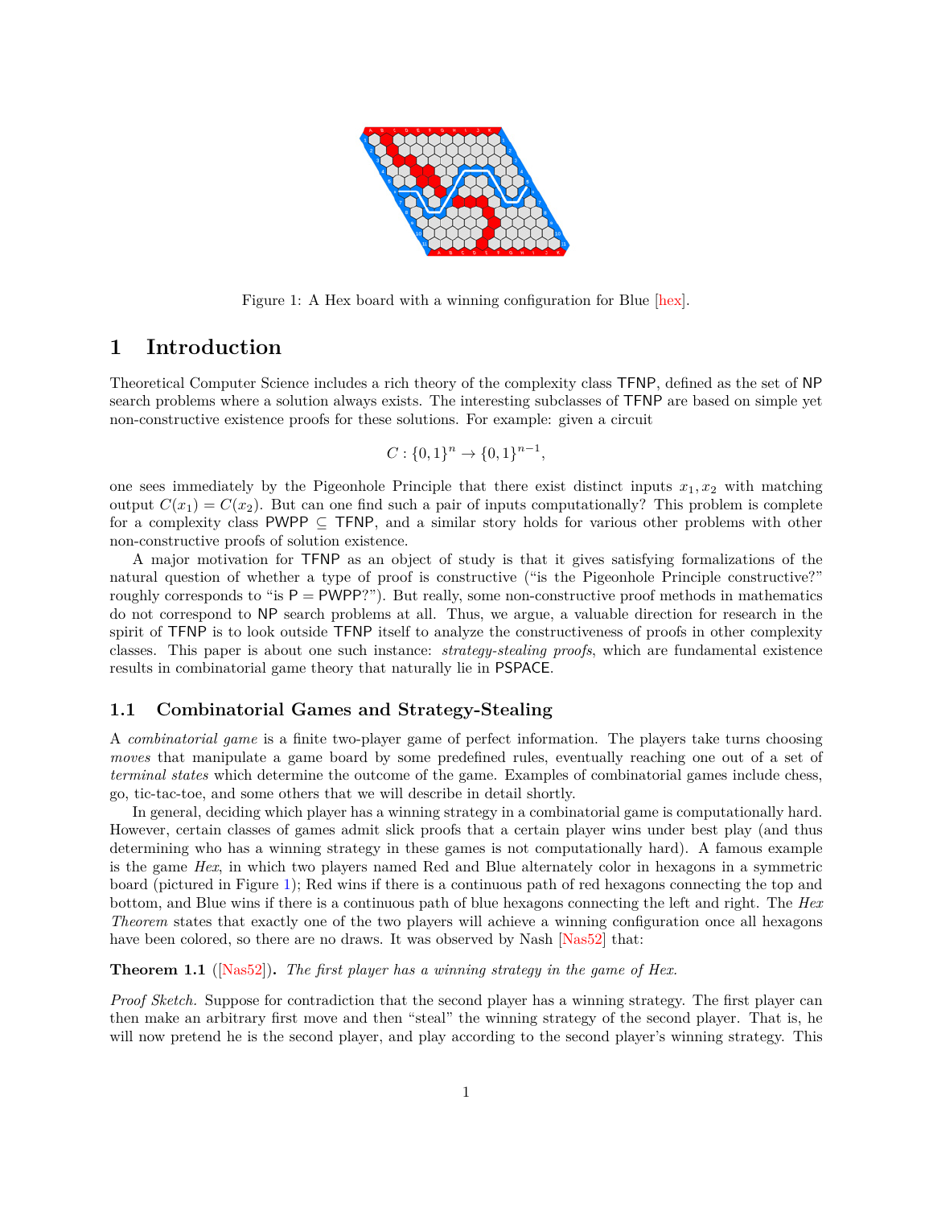Figure 1: A Hex board with a winning configuration for Blue [hex].

# 1 Introduction

Theoretical Computer Science includes a rich theory of the complexity class TFNP, defined as the set of NP search problems where a solution always exists. The interesting subclasses of TFNP are based on simple yet non-constructive existence proofs for these solutions. For example: given a circuit

$$C : \{0,1\}^n \to \{0,1\}^{n-1},$$

one sees immediately by the Pigeonhole Principle that there exist distinct inputs $x_1, x_2$ with matching output $C(x_1) = C(x_2)$. But can one find such a pair of inputs computationally? This problem is complete for a complexity class $\mathsf{PWPP} \subseteq \mathsf{TFNP}$, and a similar story holds for various other problems with other non-constructive proofs of solution existence.

A major motivation for TFNP as an object of study is that it gives satisfying formalizations of the natural question of whether a type of proof is constructive ("is the Pigeonhole Principle constructive?" roughly corresponds to "is $\mathsf{P} = \mathsf{PWPP}$?"). But really, some non-constructive proof methods in mathematics do not correspond to NP search problems at all. Thus, we argue, a valuable direction for research in the spirit of TFNP is to look outside TFNP itself to analyze the constructiveness of proofs in other complexity classes. This paper is about one such instance: *strategy-stealing proofs*, which are fundamental existence results in combinatorial game theory that naturally lie in PSPACE.

## 1.1 Combinatorial Games and Strategy-Stealing

A *combinatorial game* is a finite two-player game of perfect information. The players take turns choosing *moves* that manipulate a game board by some predefined rules, eventually reaching one out of a set of *terminal states* which determine the outcome of the game. Examples of combinatorial games include chess, go, tic-tac-toe, and some others that we will describe in detail shortly.

In general, deciding which player has a winning strategy in a combinatorial game is computationally hard. However, certain classes of games admit slick proofs that a certain player wins under best play (and thus determining who has a winning strategy in these games is not computationally hard). A famous example is the game *Hex*, in which two players named Red and Blue alternately color in hexagons in a symmetric board (pictured in Figure 1); Red wins if there is a continuous path of red hexagons connecting the top and bottom, and Blue wins if there is a continuous path of blue hexagons connecting the left and right. The *Hex Theorem* states that exactly one of the two players will achieve a winning configuration once all hexagons have been colored, so there are no draws. It was observed by Nash [Nas52] that:

**Theorem 1.1** ([Nas52])**.** *The first player has a winning strategy in the game of Hex.*

*Proof Sketch.* Suppose for contradiction that the second player has a winning strategy. The first player can then make an arbitrary first move and then "steal" the winning strategy of the second player. That is, he will now pretend he is the second player, and play according to the second player's winning strategy. This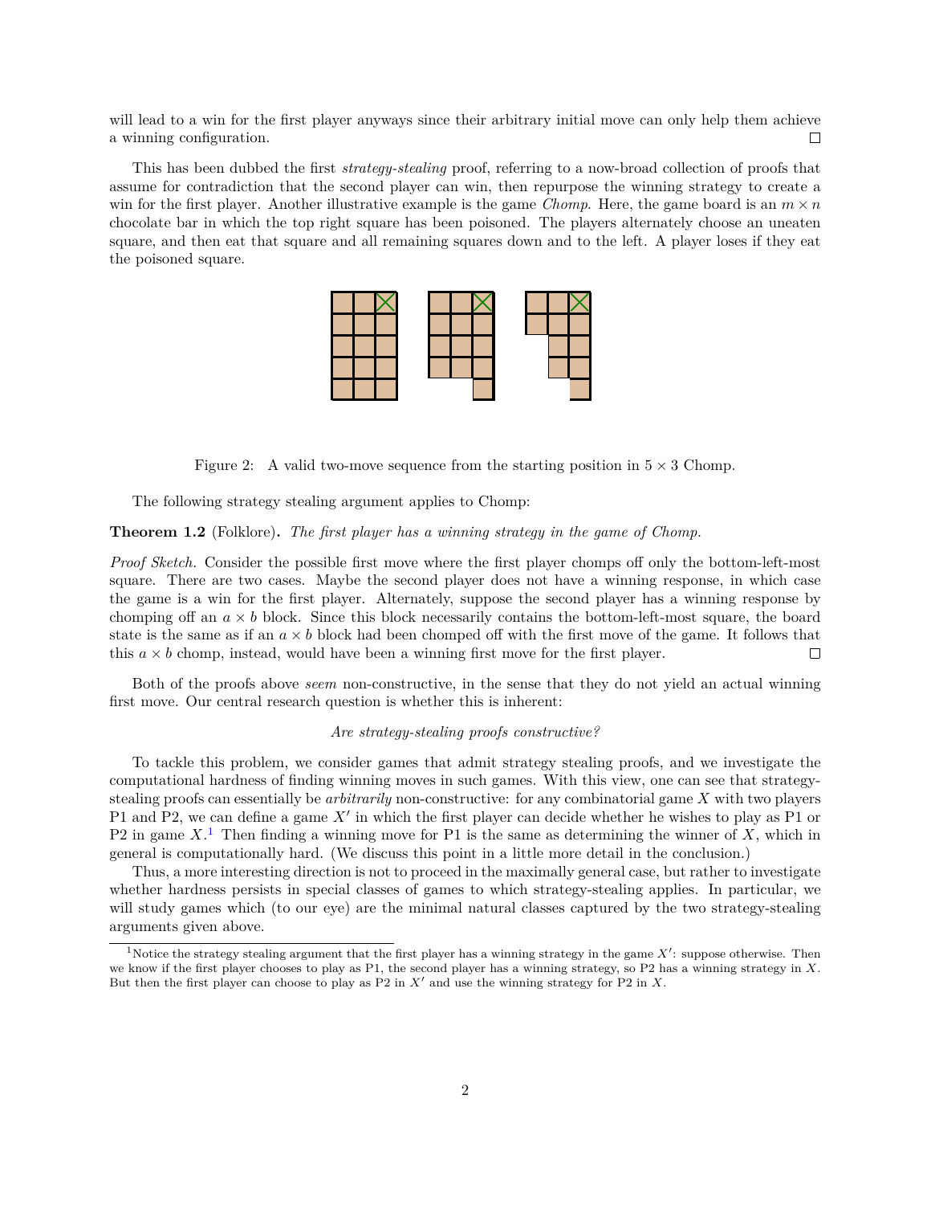will lead to a win for the first player anyways since their arbitrary initial move can only help them achieve a winning configuration. □

This has been dubbed the first *strategy-stealing* proof, referring to a now-broad collection of proofs that assume for contradiction that the second player can win, then repurpose the winning strategy to create a win for the first player. Another illustrative example is the game *Chomp*. Here, the game board is an $m \times n$ chocolate bar in which the top right square has been poisoned. The players alternately choose an uneaten square, and then eat that square and all remaining squares down and to the left. A player loses if they eat the poisoned square.

Figure 2: A valid two-move sequence from the starting position in $5 \times 3$ Chomp.

The following strategy stealing argument applies to Chomp:

**Theorem 1.2** (Folklore)**.** *The first player has a winning strategy in the game of Chomp.*

*Proof Sketch.* Consider the possible first move where the first player chomps off only the bottom-left-most square. There are two cases. Maybe the second player does not have a winning response, in which case the game is a win for the first player. Alternately, suppose the second player has a winning response by chomping off an $a \times b$ block. Since this block necessarily contains the bottom-left-most square, the board state is the same as if an $a \times b$ block had been chomped off with the first move of the game. It follows that this $a \times b$ chomp, instead, would have been a winning first move for the first player. □

Both of the proofs above *seem* non-constructive, in the sense that they do not yield an actual winning first move. Our central research question is whether this is inherent:

*Are strategy-stealing proofs constructive?*

To tackle this problem, we consider games that admit strategy stealing proofs, and we investigate the computational hardness of finding winning moves in such games. With this view, one can see that strategy-stealing proofs can essentially be *arbitrarily* non-constructive: for any combinatorial game $X$ with two players P1 and P2, we can define a game $X'$ in which the first player can decide whether he wishes to play as P1 or P2 in game $X$.[1] Then finding a winning move for P1 is the same as determining the winner of $X$, which in general is computationally hard. (We discuss this point in a little more detail in the conclusion.)

Thus, a more interesting direction is not to proceed in the maximally general case, but rather to investigate whether hardness persists in special classes of games to which strategy-stealing applies. In particular, we will study games which (to our eye) are the minimal natural classes captured by the two strategy-stealing arguments given above.

[1] Notice the strategy stealing argument that the first player has a winning strategy in the game $X'$: suppose otherwise. Then we know if the first player chooses to play as P1, the second player has a winning strategy, so P2 has a winning strategy in $X$. But then the first player can choose to play as P2 in $X'$ and use the winning strategy for P2 in $X$.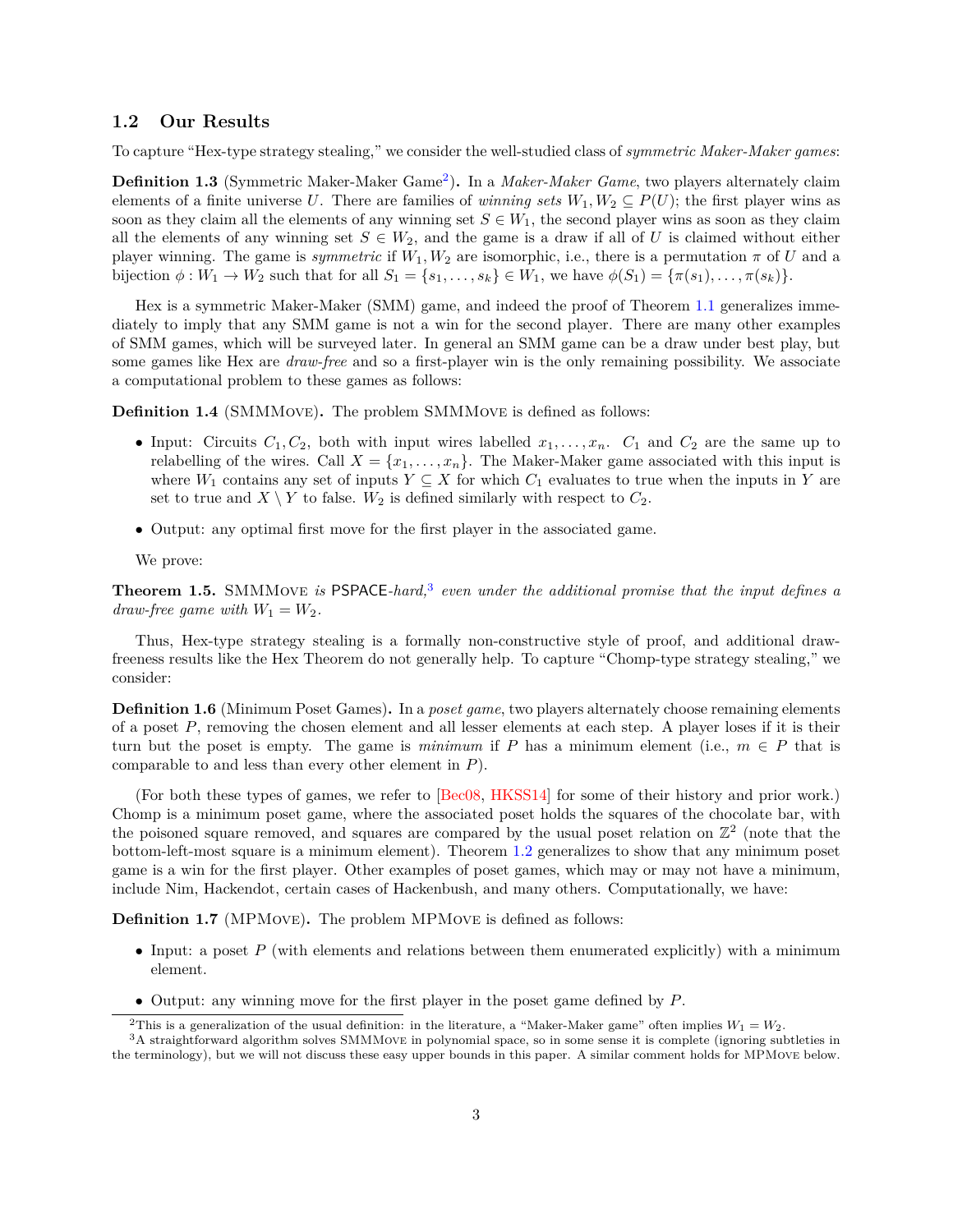### 1.2 Our Results

To capture "Hex-type strategy stealing," we consider the well-studied class of *symmetric Maker-Maker games*:

**Definition 1.3** (Symmetric Maker-Maker Game[2])**.** In a *Maker-Maker Game*, two players alternately claim elements of a finite universe $U$. There are families of *winning sets* $W_1, W_2 \subseteq P(U)$; the first player wins as soon as they claim all the elements of any winning set $S \in W_1$, the second player wins as soon as they claim all the elements of any winning set $S \in W_2$, and the game is a draw if all of $U$ is claimed without either player winning. The game is *symmetric* if $W_1, W_2$ are isomorphic, i.e., there is a permutation $\pi$ of $U$ and a bijection $\phi : W_1 \to W_2$ such that for all $S_1 = \{s_1, \ldots, s_k\} \in W_1$, we have $\phi(S_1) = \{\pi(s_1), \ldots, \pi(s_k)\}$.

Hex is a symmetric Maker-Maker (SMM) game, and indeed the proof of Theorem 1.1 generalizes immediately to imply that any SMM game is not a win for the second player. There are many other examples of SMM games, which will be surveyed later. In general an SMM game can be a draw under best play, but some games like Hex are *draw-free* and so a first-player win is the only remaining possibility. We associate a computational problem to these games as follows:

**Definition 1.4** (SMMMove)**.** The problem SMMMove is defined as follows:

- Input: Circuits $C_1, C_2$, both with input wires labelled $x_1, \ldots, x_n$. $C_1$ and $C_2$ are the same up to relabelling of the wires. Call $X = \{x_1, \ldots, x_n\}$. The Maker-Maker game associated with this input is where $W_1$ contains any set of inputs $Y \subseteq X$ for which $C_1$ evaluates to true when the inputs in $Y$ are set to true and $X \setminus Y$ to false. $W_2$ is defined similarly with respect to $C_2$.
- Output: any optimal first move for the first player in the associated game.

We prove:

**Theorem 1.5.** *SMMMove is* PSPACE*-hard,*[3] *even under the additional promise that the input defines a draw-free game with* $W_1 = W_2$.

Thus, Hex-type strategy stealing is a formally non-constructive style of proof, and additional draw-freeness results like the Hex Theorem do not generally help. To capture "Chomp-type strategy stealing," we consider:

**Definition 1.6** (Minimum Poset Games)**.** In a *poset game*, two players alternately choose remaining elements of a poset $P$, removing the chosen element and all lesser elements at each step. A player loses if it is their turn but the poset is empty. The game is *minimum* if $P$ has a minimum element (i.e., $m \in P$ that is comparable to and less than every other element in $P$).

(For both these types of games, we refer to [Bec08, HKSS14] for some of their history and prior work.) Chomp is a minimum poset game, where the associated poset holds the squares of the chocolate bar, with the poisoned square removed, and squares are compared by the usual poset relation on $\mathbb{Z}^2$ (note that the bottom-left-most square is a minimum element). Theorem 1.2 generalizes to show that any minimum poset game is a win for the first player. Other examples of poset games, which may or may not have a minimum, include Nim, Hackendot, certain cases of Hackenbush, and many others. Computationally, we have:

**Definition 1.7** (MPMove)**.** The problem MPMove is defined as follows:

- Input: a poset $P$ (with elements and relations between them enumerated explicitly) with a minimum element.
- Output: any winning move for the first player in the poset game defined by $P$.

[2] This is a generalization of the usual definition: in the literature, a "Maker-Maker game" often implies $W_1 = W_2$.

[3] A straightforward algorithm solves SMMMove in polynomial space, so in some sense it is complete (ignoring subtleties in the terminology), but we will not discuss these easy upper bounds in this paper. A similar comment holds for MPMove below.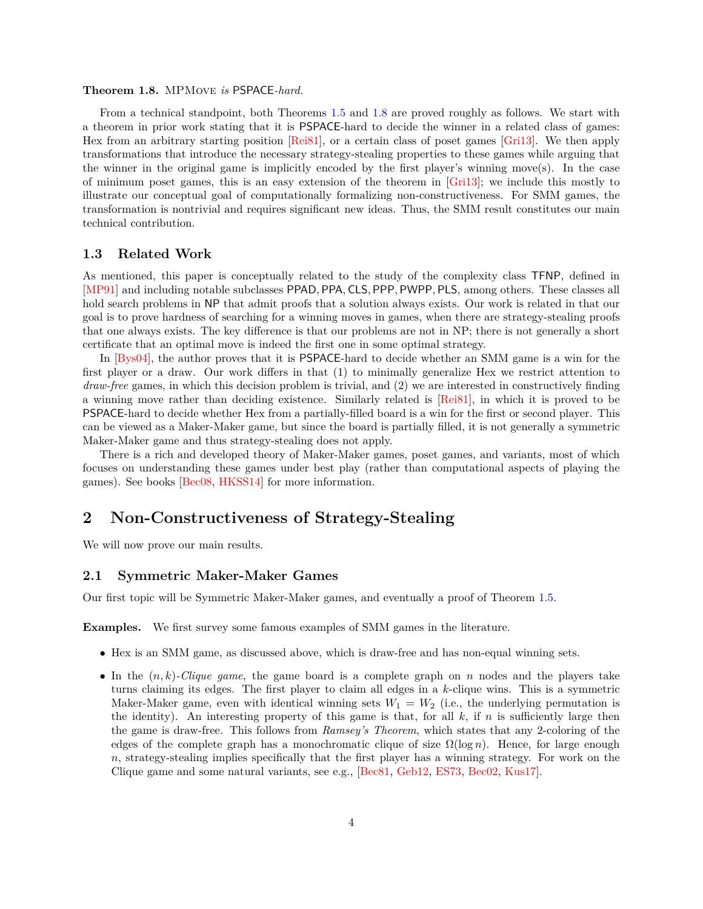**Theorem 1.8.** MPMove *is* PSPACE*-hard.*

From a technical standpoint, both Theorems 1.5 and 1.8 are proved roughly as follows. We start with a theorem in prior work stating that it is PSPACE-hard to decide the winner in a related class of games: Hex from an arbitrary starting position [Rei81], or a certain class of poset games [Gri13]. We then apply transformations that introduce the necessary strategy-stealing properties to these games while arguing that the winner in the original game is implicitly encoded by the first player's winning move(s). In the case of minimum poset games, this is an easy extension of the theorem in [Gri13]; we include this mostly to illustrate our conceptual goal of computationally formalizing non-constructiveness. For SMM games, the transformation is nontrivial and requires significant new ideas. Thus, the SMM result constitutes our main technical contribution.

### 1.3 Related Work

As mentioned, this paper is conceptually related to the study of the complexity class TFNP, defined in [MP91] and including notable subclasses PPAD, PPA, CLS, PPP, PWPP, PLS, among others. These classes all hold search problems in NP that admit proofs that a solution always exists. Our work is related in that our goal is to prove hardness of searching for a winning moves in games, when there are strategy-stealing proofs that one always exists. The key difference is that our problems are not in NP; there is not generally a short certificate that an optimal move is indeed the first one in some optimal strategy.

In [Bys04], the author proves that it is PSPACE-hard to decide whether an SMM game is a win for the first player or a draw. Our work differs in that (1) to minimally generalize Hex we restrict attention to *draw-free* games, in which this decision problem is trivial, and (2) we are interested in constructively finding a winning move rather than deciding existence. Similarly related is [Rei81], in which it is proved to be PSPACE-hard to decide whether Hex from a partially-filled board is a win for the first or second player. This can be viewed as a Maker-Maker game, but since the board is partially filled, it is not generally a symmetric Maker-Maker game and thus strategy-stealing does not apply.

There is a rich and developed theory of Maker-Maker games, poset games, and variants, most of which focuses on understanding these games under best play (rather than computational aspects of playing the games). See books [Bec08, HKSS14] for more information.

## 2 Non-Constructiveness of Strategy-Stealing

We will now prove our main results.

### 2.1 Symmetric Maker-Maker Games

Our first topic will be Symmetric Maker-Maker games, and eventually a proof of Theorem 1.5.

**Examples.** We first survey some famous examples of SMM games in the literature.

- Hex is an SMM game, as discussed above, which is draw-free and has non-equal winning sets.
- In the $(n, k)$-*Clique game*, the game board is a complete graph on $n$ nodes and the players take turns claiming its edges. The first player to claim all edges in a $k$-clique wins. This is a symmetric Maker-Maker game, even with identical winning sets $W_1 = W_2$ (i.e., the underlying permutation is the identity). An interesting property of this game is that, for all $k$, if $n$ is sufficiently large then the game is draw-free. This follows from *Ramsey's Theorem*, which states that any 2-coloring of the edges of the complete graph has a monochromatic clique of size $\Omega(\log n)$. Hence, for large enough $n$, strategy-stealing implies specifically that the first player has a winning strategy. For work on the Clique game and some natural variants, see e.g., [Bec81, Geb12, ES73, Bec02, Kus17].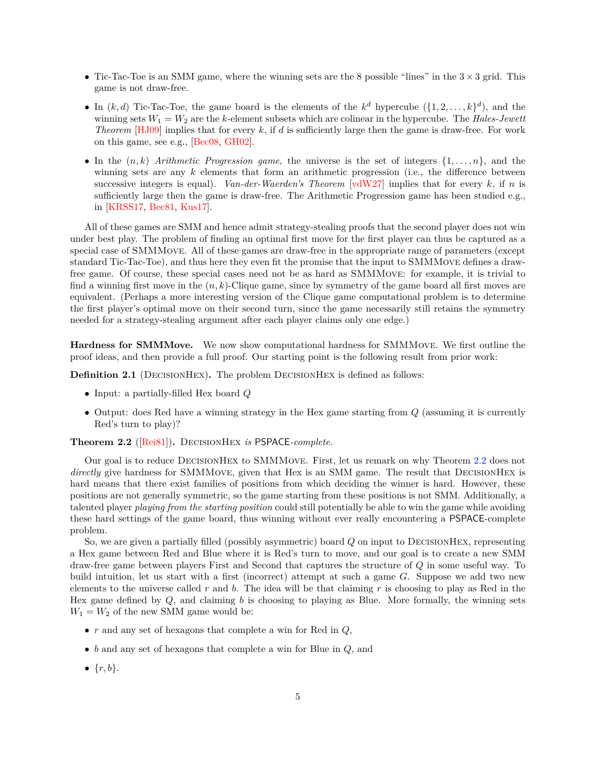- Tic-Tac-Toe is an SMM game, where the winning sets are the 8 possible "lines" in the $3 \times 3$ grid. This game is not draw-free.
- In $(k, d)$ Tic-Tac-Toe, the game board is the elements of the $k^d$ hypercube ($\{1, 2, \ldots, k\}^d$), and the winning sets $W_1 = W_2$ are the $k$-element subsets which are colinear in the hypercube. The *Hales-Jewett Theorem* [HJ09] implies that for every $k$, if $d$ is sufficiently large then the game is draw-free. For work on this game, see e.g., [Bec08, GH02].
- In the $(n, k)$ *Arithmetic Progression game*, the universe is the set of integers $\{1, \ldots, n\}$, and the winning sets are any $k$ elements that form an arithmetic progression (i.e., the difference between successive integers is equal). *Van-der-Waerden's Theorem* [vdW27] implies that for every $k$, if $n$ is sufficiently large then the game is draw-free. The Arithmetic Progression game has been studied e.g., in [KRSS17, Bec81, Kus17].

All of these games are SMM and hence admit strategy-stealing proofs that the second player does not win under best play. The problem of finding an optimal first move for the first player can thus be captured as a special case of SMMMove. All of these games are draw-free in the appropriate range of parameters (except standard Tic-Tac-Toe), and thus here they even fit the promise that the input to SMMMove defines a draw-free game. Of course, these special cases need not be as hard as SMMMove: for example, it is trivial to find a winning first move in the $(n, k)$-Clique game, since by symmetry of the game board all first moves are equivalent. (Perhaps a more interesting version of the Clique game computational problem is to determine the first player's optimal move on their second turn, since the game necessarily still retains the symmetry needed for a strategy-stealing argument after each player claims only one edge.)

**Hardness for SMMMove.** We now show computational hardness for SMMMove. We first outline the proof ideas, and then provide a full proof. Our starting point is the following result from prior work:

**Definition 2.1** (DecisionHex)**.** The problem DecisionHex is defined as follows:

- Input: a partially-filled Hex board $Q$
- Output: does Red have a winning strategy in the Hex game starting from $Q$ (assuming it is currently Red's turn to play)?

**Theorem 2.2** ([Rei81])**.** *DecisionHex is PSPACE-complete.*

Our goal is to reduce DecisionHex to SMMMove. First, let us remark on why Theorem 2.2 does not *directly* give hardness for SMMMove, given that Hex is an SMM game. The result that DecisionHex is hard means that there exist families of positions from which deciding the winner is hard. However, these positions are not generally symmetric, so the game starting from these positions is not SMM. Additionally, a talented player *playing from the starting position* could still potentially be able to win the game while avoiding these hard settings of the game board, thus winning without ever really encountering a PSPACE-complete problem.

So, we are given a partially filled (possibly asymmetric) board $Q$ on input to DecisionHex, representing a Hex game between Red and Blue where it is Red's turn to move, and our goal is to create a new SMM draw-free game between players First and Second that captures the structure of $Q$ in some useful way. To build intuition, let us start with a first (incorrect) attempt at such a game $G$. Suppose we add two new elements to the universe called $r$ and $b$. The idea will be that claiming $r$ is choosing to play as Red in the Hex game defined by $Q$, and claiming $b$ is choosing to playing as Blue. More formally, the winning sets $W_1 = W_2$ of the new SMM game would be:

- $r$ and any set of hexagons that complete a win for Red in $Q$,
- $b$ and any set of hexagons that complete a win for Blue in $Q$, and
- $\{r, b\}$.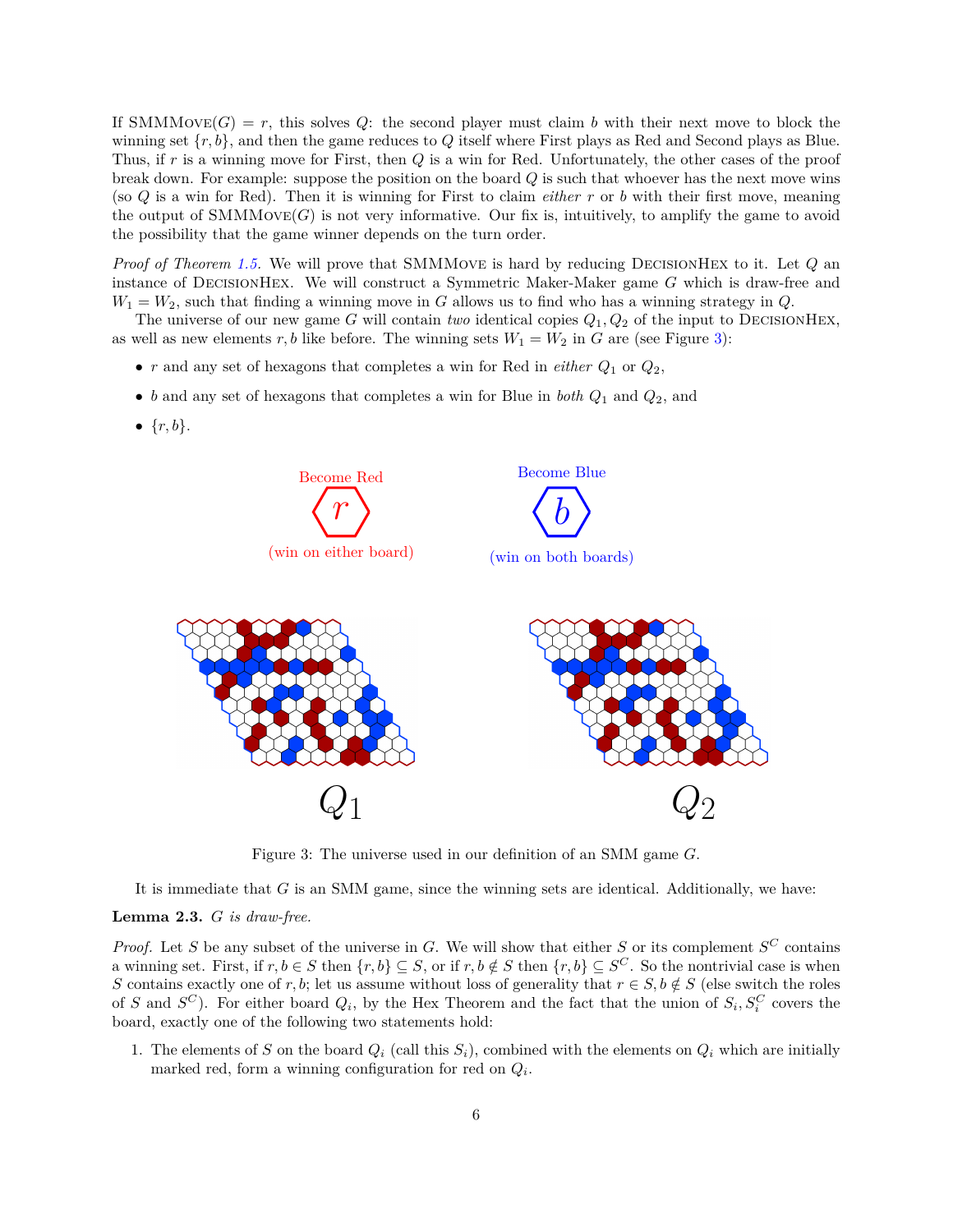If SMMMove$(G) = r$, this solves $Q$: the second player must claim $b$ with their next move to block the winning set $\{r, b\}$, and then the game reduces to $Q$ itself where First plays as Red and Second plays as Blue. Thus, if $r$ is a winning move for First, then $Q$ is a win for Red. Unfortunately, the other cases of the proof break down. For example: suppose the position on the board $Q$ is such that whoever has the next move wins (so $Q$ is a win for Red). Then it is winning for First to claim *either* $r$ or $b$ with their first move, meaning the output of SMMMove$(G)$ is not very informative. Our fix is, intuitively, to amplify the game to avoid the possibility that the game winner depends on the turn order.

*Proof of Theorem 1.5.* We will prove that SMMMove is hard by reducing DecisionHex to it. Let $Q$ an instance of DecisionHex. We will construct a Symmetric Maker-Maker game $G$ which is draw-free and $W_1 = W_2$, such that finding a winning move in $G$ allows us to find who has a winning strategy in $Q$.

The universe of our new game $G$ will contain *two* identical copies $Q_1, Q_2$ of the input to DecisionHex, as well as new elements $r, b$ like before. The winning sets $W_1 = W_2$ in $G$ are (see Figure 3):

- $r$ and any set of hexagons that completes a win for Red in *either* $Q_1$ or $Q_2$,
- $b$ and any set of hexagons that completes a win for Blue in *both* $Q_1$ and $Q_2$, and
- $\{r, b\}$.

Figure 3: The universe used in our definition of an SMM game $G$.

It is immediate that $G$ is an SMM game, since the winning sets are identical. Additionally, we have:

**Lemma 2.3.** *$G$ is draw-free.*

*Proof.* Let $S$ be any subset of the universe in $G$. We will show that either $S$ or its complement $S^C$ contains a winning set. First, if $r, b \in S$ then $\{r, b\} \subseteq S$, or if $r, b \notin S$ then $\{r, b\} \subseteq S^C$. So the nontrivial case is when $S$ contains exactly one of $r, b$; let us assume without loss of generality that $r \in S, b \notin S$ (else switch the roles of $S$ and $S^C$). For either board $Q_i$, by the Hex Theorem and the fact that the union of $S_i, S_i^C$ covers the board, exactly one of the following two statements hold:

1. The elements of $S$ on the board $Q_i$ (call this $S_i$), combined with the elements on $Q_i$ which are initially marked red, form a winning configuration for red on $Q_i$.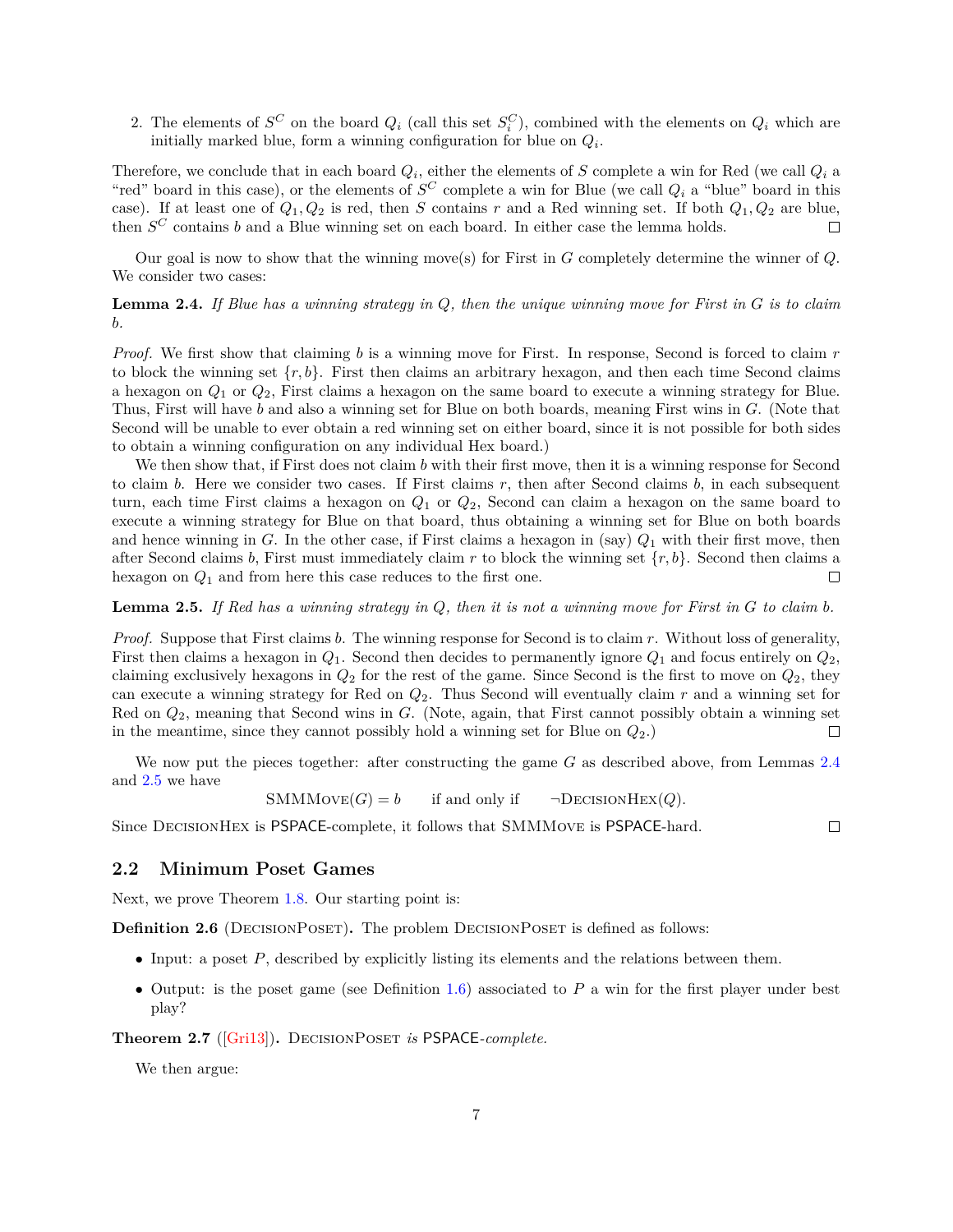2. The elements of $S^C$ on the board $Q_i$ (call this set $S_i^C$), combined with the elements on $Q_i$ which are initially marked blue, form a winning configuration for blue on $Q_i$.

Therefore, we conclude that in each board $Q_i$, either the elements of $S$ complete a win for Red (we call $Q_i$ a "red" board in this case), or the elements of $S^C$ complete a win for Blue (we call $Q_i$ a "blue" board in this case). If at least one of $Q_1, Q_2$ is red, then $S$ contains $r$ and a Red winning set. If both $Q_1, Q_2$ are blue, then $S^C$ contains $b$ and a Blue winning set on each board. In either case the lemma holds. □

Our goal is now to show that the winning move(s) for First in $G$ completely determine the winner of $Q$. We consider two cases:

**Lemma 2.4.** *If Blue has a winning strategy in $Q$, then the unique winning move for First in $G$ is to claim $b$.*

*Proof.* We first show that claiming $b$ is a winning move for First. In response, Second is forced to claim $r$ to block the winning set $\{r, b\}$. First then claims an arbitrary hexagon, and then each time Second claims a hexagon on $Q_1$ or $Q_2$, First claims a hexagon on the same board to execute a winning strategy for Blue. Thus, First will have $b$ and also a winning set for Blue on both boards, meaning First wins in $G$. (Note that Second will be unable to ever obtain a red winning set on either board, since it is not possible for both sides to obtain a winning configuration on any individual Hex board.)

We then show that, if First does not claim $b$ with their first move, then it is a winning response for Second to claim $b$. Here we consider two cases. If First claims $r$, then after Second claims $b$, in each subsequent turn, each time First claims a hexagon on $Q_1$ or $Q_2$, Second can claim a hexagon on the same board to execute a winning strategy for Blue on that board, thus obtaining a winning set for Blue on both boards and hence winning in $G$. In the other case, if First claims a hexagon in (say) $Q_1$ with their first move, then after Second claims $b$, First must immediately claim $r$ to block the winning set $\{r, b\}$. Second then claims a hexagon on $Q_1$ and from here this case reduces to the first one. □

**Lemma 2.5.** *If Red has a winning strategy in $Q$, then it is not a winning move for First in $G$ to claim $b$.*

*Proof.* Suppose that First claims $b$. The winning response for Second is to claim $r$. Without loss of generality, First then claims a hexagon in $Q_1$. Second then decides to permanently ignore $Q_1$ and focus entirely on $Q_2$, claiming exclusively hexagons in $Q_2$ for the rest of the game. Since Second is the first to move on $Q_2$, they can execute a winning strategy for Red on $Q_2$. Thus Second will eventually claim $r$ and a winning set for Red on $Q_2$, meaning that Second wins in $G$. (Note, again, that First cannot possibly obtain a winning set in the meantime, since they cannot possibly hold a winning set for Blue on $Q_2$.) □

We now put the pieces together: after constructing the game $G$ as described above, from Lemmas 2.4 and 2.5 we have

$$\text{SMMMove}(G) = b \qquad \text{if and only if} \qquad \neg\text{DecisionHex}(Q).$$

Since DecisionHex is PSPACE-complete, it follows that SMMMove is PSPACE-hard. □

## 2.2 Minimum Poset Games

Next, we prove Theorem 1.8. Our starting point is:

**Definition 2.6** (DecisionPoset)**.** The problem DecisionPoset is defined as follows:

- Input: a poset $P$, described by explicitly listing its elements and the relations between them.
- Output: is the poset game (see Definition 1.6) associated to $P$ a win for the first player under best play?

**Theorem 2.7** ([Gri13])**.** *DecisionPoset is PSPACE-complete.*

We then argue: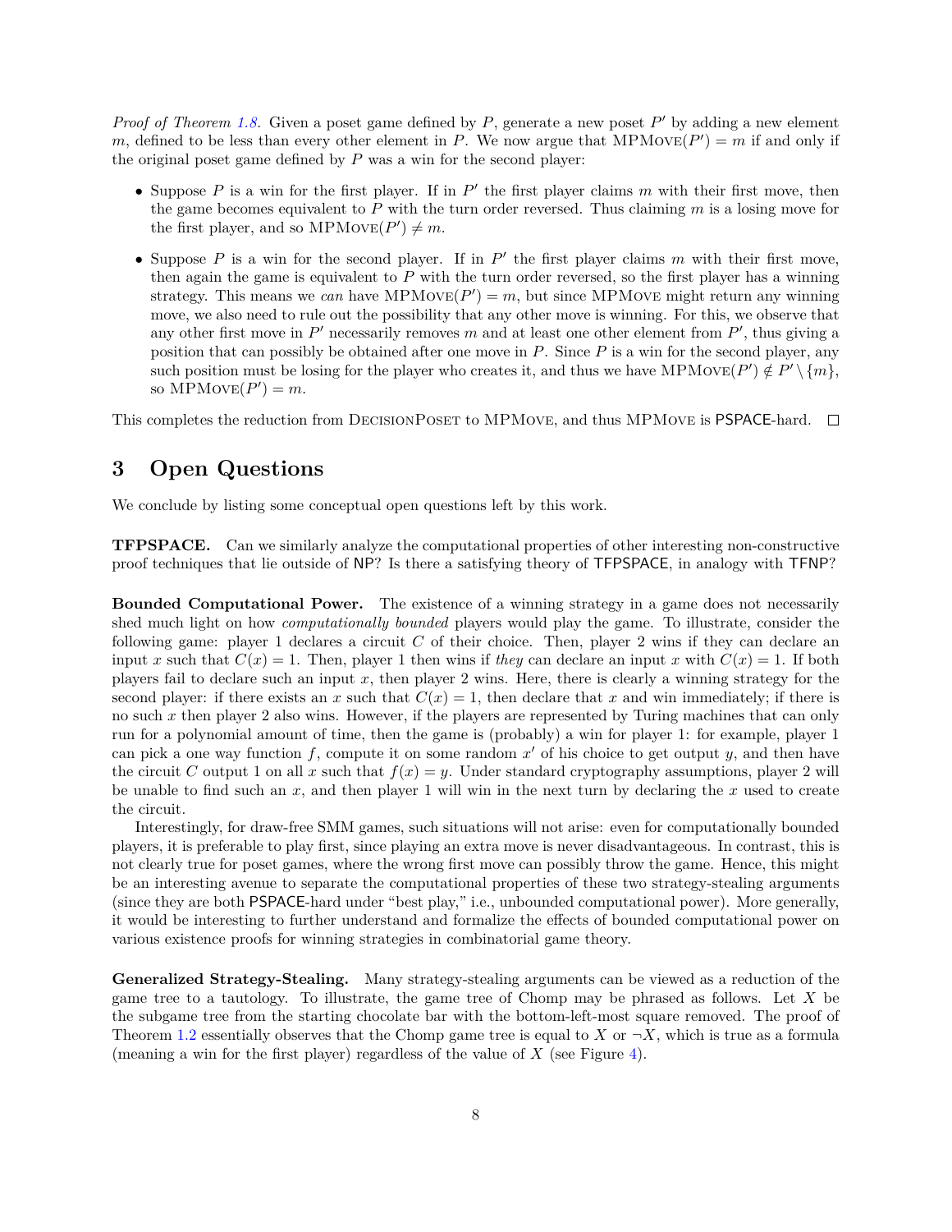*Proof of Theorem 1.8.* Given a poset game defined by $P$, generate a new poset $P'$ by adding a new element $m$, defined to be less than every other element in $P$. We now argue that $\text{MPMove}(P') = m$ if and only if the original poset game defined by $P$ was a win for the second player:

- Suppose $P$ is a win for the first player. If in $P'$ the first player claims $m$ with their first move, then the game becomes equivalent to $P$ with the turn order reversed. Thus claiming $m$ is a losing move for the first player, and so $\text{MPMove}(P') \neq m$.
- Suppose $P$ is a win for the second player. If in $P'$ the first player claims $m$ with their first move, then again the game is equivalent to $P$ with the turn order reversed, so the first player has a winning strategy. This means we *can* have $\text{MPMove}(P') = m$, but since MPMove might return any winning move, we also need to rule out the possibility that any other move is winning. For this, we observe that any other first move in $P'$ necessarily removes $m$ and at least one other element from $P'$, thus giving a position that can possibly be obtained after one move in $P$. Since $P$ is a win for the second player, any such position must be losing for the player who creates it, and thus we have $\text{MPMove}(P') \notin P' \setminus \{m\}$, so $\text{MPMove}(P') = m$.

This completes the reduction from DecisionPoset to MPMove, and thus MPMove is PSPACE-hard. ◻

# 3 Open Questions

We conclude by listing some conceptual open questions left by this work.

**TFPSPACE.** Can we similarly analyze the computational properties of other interesting non-constructive proof techniques that lie outside of NP? Is there a satisfying theory of TFPSPACE, in analogy with TFNP?

**Bounded Computational Power.** The existence of a winning strategy in a game does not necessarily shed much light on how *computationally bounded* players would play the game. To illustrate, consider the following game: player 1 declares a circuit $C$ of their choice. Then, player 2 wins if they can declare an input $x$ such that $C(x) = 1$. Then, player 1 then wins if *they* can declare an input $x$ with $C(x) = 1$. If both players fail to declare such an input $x$, then player 2 wins. Here, there is clearly a winning strategy for the second player: if there exists an $x$ such that $C(x) = 1$, then declare that $x$ and win immediately; if there is no such $x$ then player 2 also wins. However, if the players are represented by Turing machines that can only run for a polynomial amount of time, then the game is (probably) a win for player 1: for example, player 1 can pick a one way function $f$, compute it on some random $x'$ of his choice to get output $y$, and then have the circuit $C$ output 1 on all $x$ such that $f(x) = y$. Under standard cryptography assumptions, player 2 will be unable to find such an $x$, and then player 1 will win in the next turn by declaring the $x$ used to create the circuit.

Interestingly, for draw-free SMM games, such situations will not arise: even for computationally bounded players, it is preferable to play first, since playing an extra move is never disadvantageous. In contrast, this is not clearly true for poset games, where the wrong first move can possibly throw the game. Hence, this might be an interesting avenue to separate the computational properties of these two strategy-stealing arguments (since they are both PSPACE-hard under "best play," i.e., unbounded computational power). More generally, it would be interesting to further understand and formalize the effects of bounded computational power on various existence proofs for winning strategies in combinatorial game theory.

**Generalized Strategy-Stealing.** Many strategy-stealing arguments can be viewed as a reduction of the game tree to a tautology. To illustrate, the game tree of Chomp may be phrased as follows. Let $X$ be the subgame tree from the starting chocolate bar with the bottom-left-most square removed. The proof of Theorem 1.2 essentially observes that the Chomp game tree is equal to $X$ or $\neg X$, which is true as a formula (meaning a win for the first player) regardless of the value of $X$ (see Figure 4).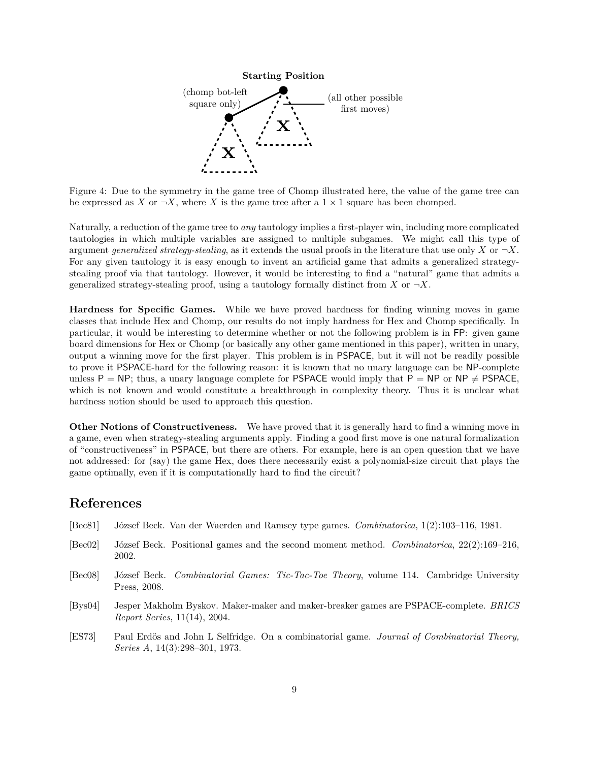**Starting Position**

(chomp bot-left square only)

(all other possible first moves)

Figure 4: Due to the symmetry in the game tree of Chomp illustrated here, the value of the game tree can be expressed as $X$ or $\neg X$, where $X$ is the game tree after a $1 \times 1$ square has been chomped.

Naturally, a reduction of the game tree to *any* tautology implies a first-player win, including more complicated tautologies in which multiple variables are assigned to multiple subgames. We might call this type of argument *generalized strategy-stealing*, as it extends the usual proofs in the literature that use only $X$ or $\neg X$. For any given tautology it is easy enough to invent an artificial game that admits a generalized strategy-stealing proof via that tautology. However, it would be interesting to find a "natural" game that admits a generalized strategy-stealing proof, using a tautology formally distinct from $X$ or $\neg X$.

**Hardness for Specific Games.** While we have proved hardness for finding winning moves in game classes that include Hex and Chomp, our results do not imply hardness for Hex and Chomp specifically. In particular, it would be interesting to determine whether or not the following problem is in $\mathsf{FP}$: given game board dimensions for Hex or Chomp (or basically any other game mentioned in this paper), written in unary, output a winning move for the first player. This problem is in $\mathsf{PSPACE}$, but it will not be readily possible to prove it $\mathsf{PSPACE}$-hard for the following reason: it is known that no unary language can be $\mathsf{NP}$-complete unless $\mathsf{P} = \mathsf{NP}$; thus, a unary language complete for $\mathsf{PSPACE}$ would imply that $\mathsf{P} = \mathsf{NP}$ or $\mathsf{NP} \neq \mathsf{PSPACE}$, which is not known and would constitute a breakthrough in complexity theory. Thus it is unclear what hardness notion should be used to approach this question.

**Other Notions of Constructiveness.** We have proved that it is generally hard to find a winning move in a game, even when strategy-stealing arguments apply. Finding a good first move is one natural formalization of "constructiveness" in $\mathsf{PSPACE}$, but there are others. For example, here is an open question that we have not addressed: for (say) the game Hex, does there necessarily exist a polynomial-size circuit that plays the game optimally, even if it is computationally hard to find the circuit?

## References

[Bec81] József Beck. Van der Waerden and Ramsey type games. *Combinatorica*, 1(2):103–116, 1981.

[Bec02] József Beck. Positional games and the second moment method. *Combinatorica*, 22(2):169–216, 2002.

[Bec08] József Beck. *Combinatorial Games: Tic-Tac-Toe Theory*, volume 114. Cambridge University Press, 2008.

[Bys04] Jesper Makholm Byskov. Maker-maker and maker-breaker games are PSPACE-complete. *BRICS Report Series*, 11(14), 2004.

[ES73] Paul Erdös and John L Selfridge. On a combinatorial game. *Journal of Combinatorial Theory, Series A*, 14(3):298–301, 1973.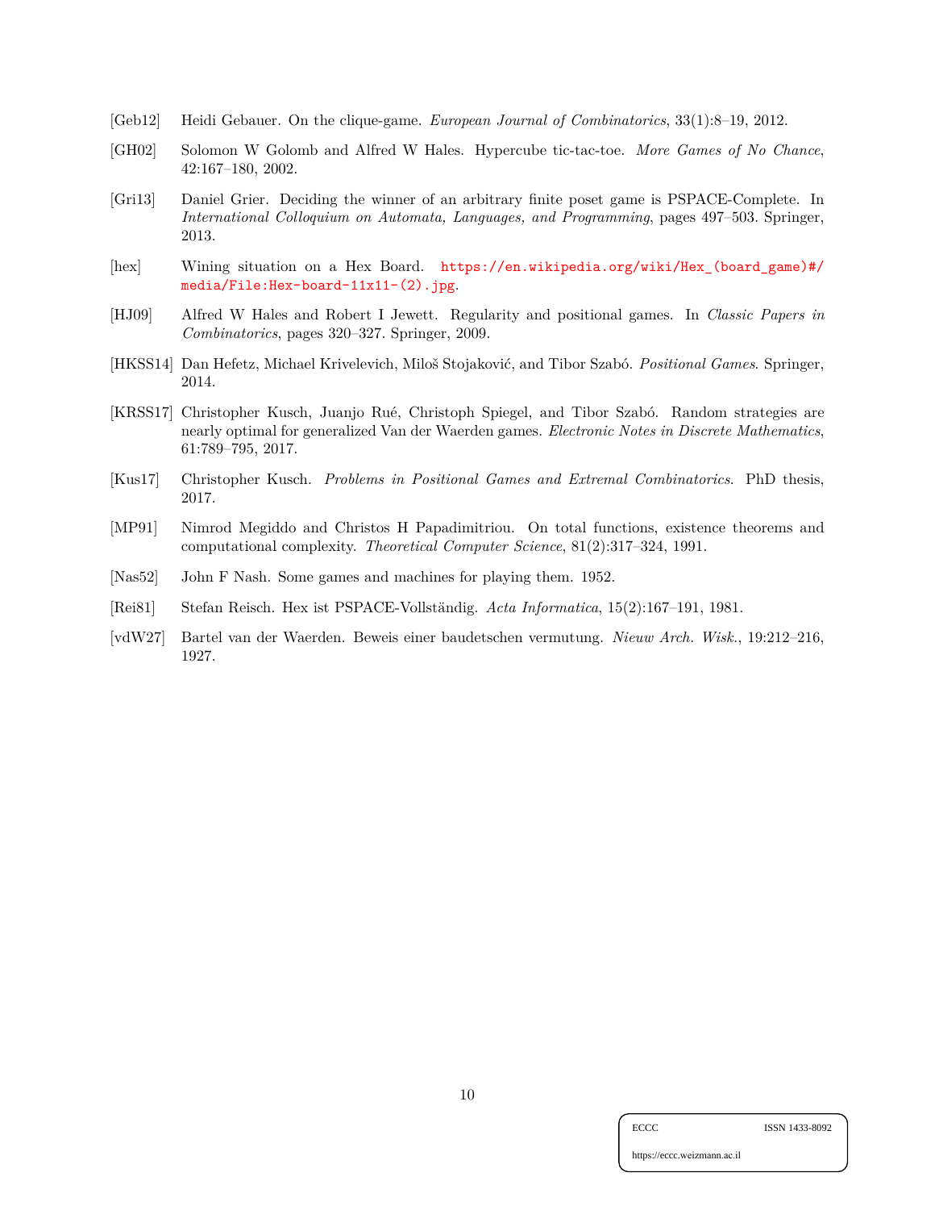[Geb12] Heidi Gebauer. On the clique-game. *European Journal of Combinatorics*, 33(1):8–19, 2012.

[GH02] Solomon W Golomb and Alfred W Hales. Hypercube tic-tac-toe. *More Games of No Chance*, 42:167–180, 2002.

[Gri13] Daniel Grier. Deciding the winner of an arbitrary finite poset game is PSPACE-Complete. In *International Colloquium on Automata, Languages, and Programming*, pages 497–503. Springer, 2013.

[hex] Wining situation on a Hex Board. https://en.wikipedia.org/wiki/Hex_(board_game)#/media/File:Hex-board-11x11-(2).jpg.

[HJ09] Alfred W Hales and Robert I Jewett. Regularity and positional games. In *Classic Papers in Combinatorics*, pages 320–327. Springer, 2009.

[HKSS14] Dan Hefetz, Michael Krivelevich, Miloš Stojaković, and Tibor Szabó. *Positional Games*. Springer, 2014.

[KRSS17] Christopher Kusch, Juanjo Rué, Christoph Spiegel, and Tibor Szabó. Random strategies are nearly optimal for generalized Van der Waerden games. *Electronic Notes in Discrete Mathematics*, 61:789–795, 2017.

[Kus17] Christopher Kusch. *Problems in Positional Games and Extremal Combinatorics*. PhD thesis, 2017.

[MP91] Nimrod Megiddo and Christos H Papadimitriou. On total functions, existence theorems and computational complexity. *Theoretical Computer Science*, 81(2):317–324, 1991.

[Nas52] John F Nash. Some games and machines for playing them. 1952.

[Rei81] Stefan Reisch. Hex ist PSPACE-Vollständig. *Acta Informatica*, 15(2):167–191, 1981.

[vdW27] Bartel van der Waerden. Beweis einer baudetschen vermutung. *Nieuw Arch. Wisk.*, 19:212–216, 1927.

ECCC ISSN 1433-8092

https://eccc.weizmann.ac.il